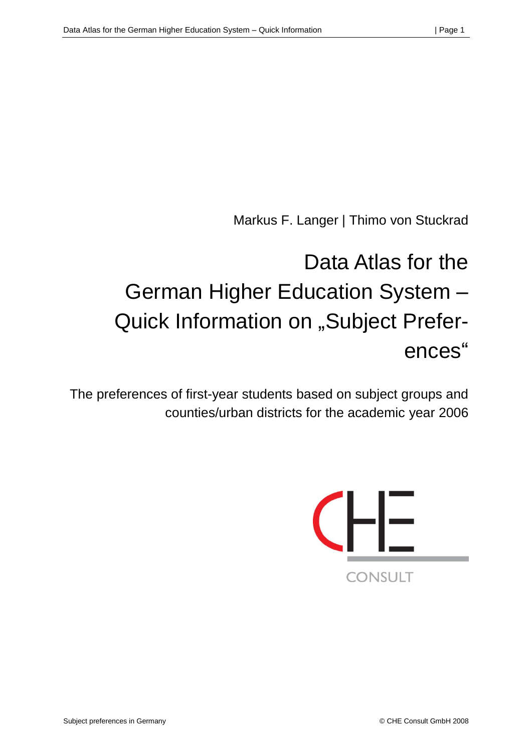Markus F. Langer | Thimo von Stuckrad

# Data Atlas for the German Higher Education System – Quick Information on „Subject Preferences“

The preferences of first-year students based on subject groups and counties/urban districts for the academic year 2006

CHE CONSULT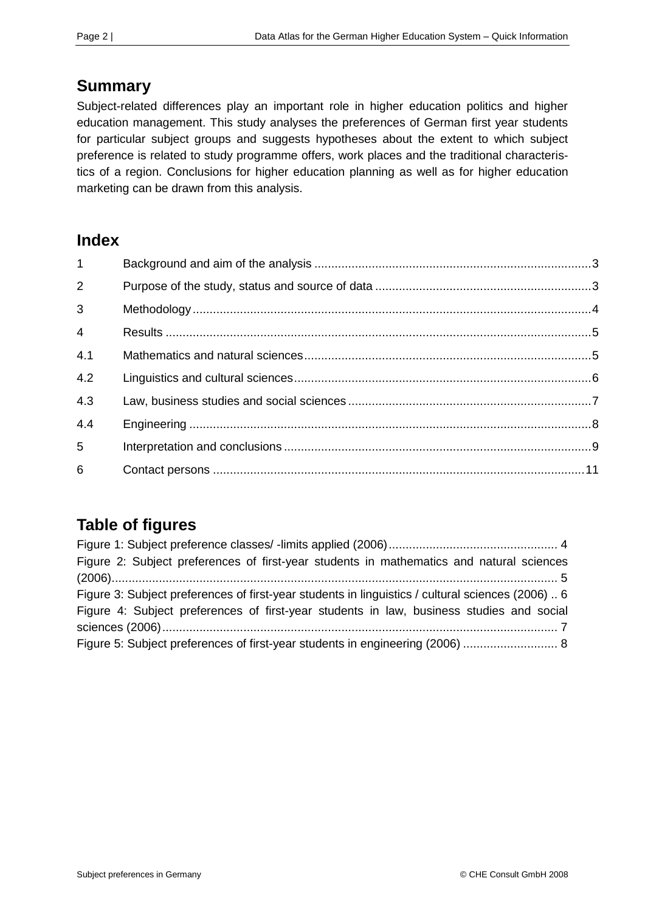## Summary

Subject-related differences play an important role in higher education politics and higher education management. This study analyses the preferences of German first year students for particular subject groups and suggests hypotheses about the extent to which subject preference is related to study programme offers, work places and the traditional characteristics of a region. Conclusions for higher education planning as well as for higher education marketing can be drawn from this analysis.

## Index

| | | |
|---|---|---|
| 1 | Background and aim of the analysis | 3 |
| 2 | Purpose of the study, status and source of data | 3 |
| 3 | Methodology | 4 |
| 4 | Results | 5 |
| 4.1 | Mathematics and natural sciences | 5 |
| 4.2 | Linguistics and cultural sciences | 6 |
| 4.3 | Law, business studies and social sciences | 7 |
| 4.4 | Engineering | 8 |
| 5 | Interpretation and conclusions | 9 |
| 6 | Contact persons | 11 |

## Table of figures

Figure 1: Subject preference classes/ -limits applied (2006) .......... 4

Figure 2: Subject preferences of first-year students in mathematics and natural sciences (2006) .......... 5

Figure 3: Subject preferences of first-year students in linguistics / cultural sciences (2006) .. 6

Figure 4: Subject preferences of first-year students in law, business studies and social sciences (2006) .......... 7

Figure 5: Subject preferences of first-year students in engineering (2006) .......... 8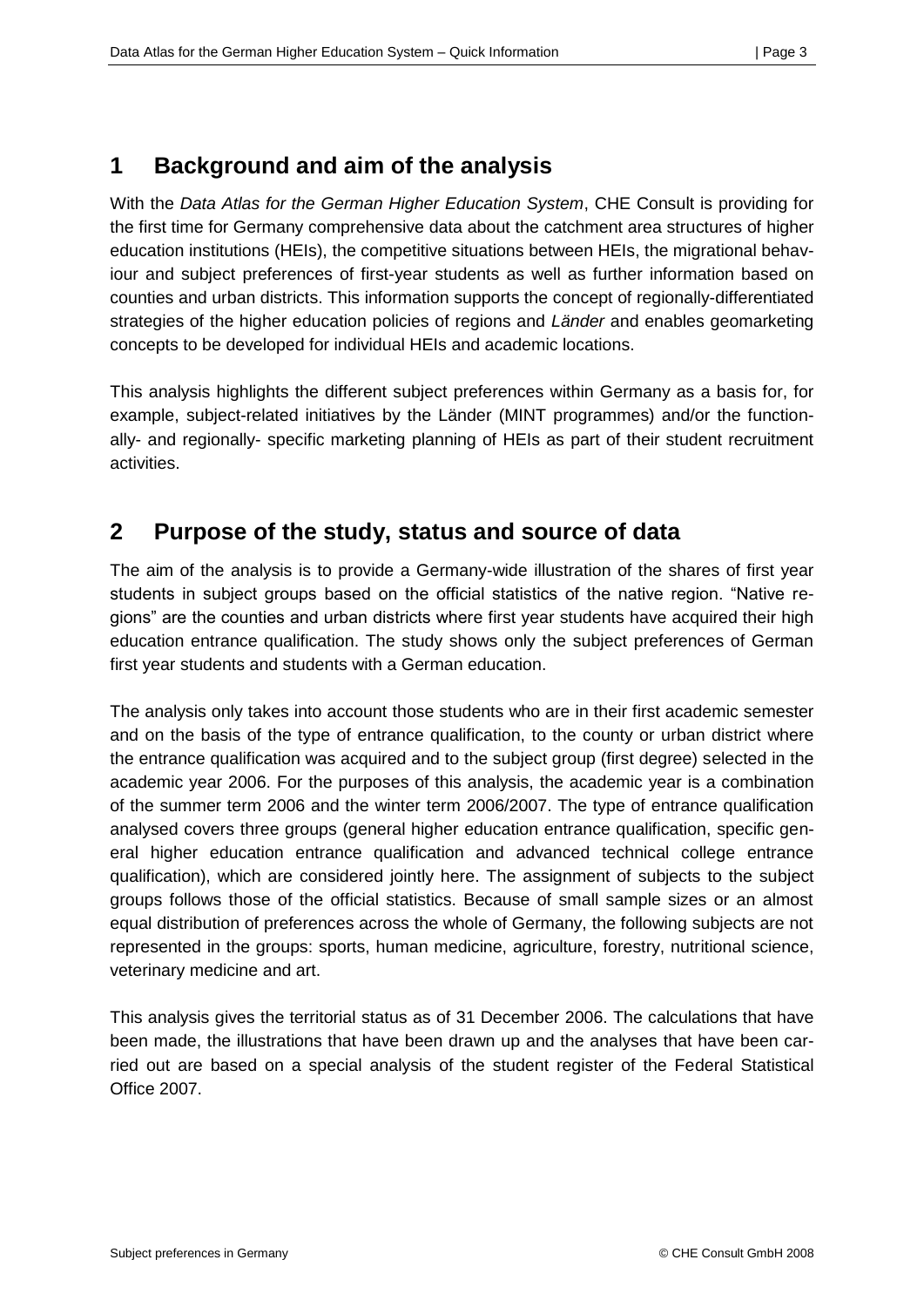## 1 Background and aim of the analysis

With the *Data Atlas for the German Higher Education System*, CHE Consult is providing for the first time for Germany comprehensive data about the catchment area structures of higher education institutions (HEIs), the competitive situations between HEIs, the migrational behaviour and subject preferences of first-year students as well as further information based on counties and urban districts. This information supports the concept of regionally-differentiated strategies of the higher education policies of regions and *Länder* and enables geomarketing concepts to be developed for individual HEIs and academic locations.

This analysis highlights the different subject preferences within Germany as a basis for, for example, subject-related initiatives by the Länder (MINT programmes) and/or the functionally- and regionally- specific marketing planning of HEIs as part of their student recruitment activities.

## 2 Purpose of the study, status and source of data

The aim of the analysis is to provide a Germany-wide illustration of the shares of first year students in subject groups based on the official statistics of the native region. "Native regions" are the counties and urban districts where first year students have acquired their high education entrance qualification. The study shows only the subject preferences of German first year students and students with a German education.

The analysis only takes into account those students who are in their first academic semester and on the basis of the type of entrance qualification, to the county or urban district where the entrance qualification was acquired and to the subject group (first degree) selected in the academic year 2006. For the purposes of this analysis, the academic year is a combination of the summer term 2006 and the winter term 2006/2007. The type of entrance qualification analysed covers three groups (general higher education entrance qualification, specific general higher education entrance qualification and advanced technical college entrance qualification), which are considered jointly here. The assignment of subjects to the subject groups follows those of the official statistics. Because of small sample sizes or an almost equal distribution of preferences across the whole of Germany, the following subjects are not represented in the groups: sports, human medicine, agriculture, forestry, nutritional science, veterinary medicine and art.

This analysis gives the territorial status as of 31 December 2006. The calculations that have been made, the illustrations that have been drawn up and the analyses that have been carried out are based on a special analysis of the student register of the Federal Statistical Office 2007.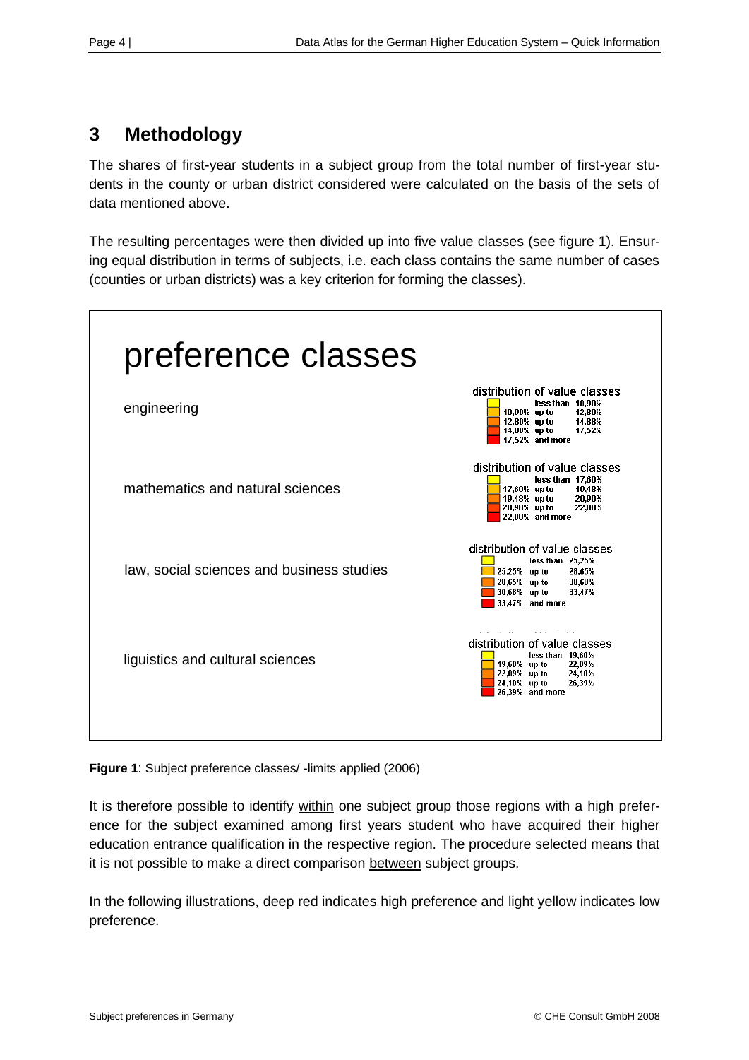## 3 Methodology

The shares of first-year students in a subject group from the total number of first-year students in the county or urban district considered were calculated on the basis of the sets of data mentioned above.

The resulting percentages were then divided up into five value classes (see figure 1). Ensuring equal distribution in terms of subjects, i.e. each class contains the same number of cases (counties or urban districts) was a key criterion for forming the classes).

**preference classes**

| Subject group | distribution of value classes |
|---|---|
| engineering | less than 10,90%; 10,90% up to 12,80%; 12,80% up to 14,88%; 14,88% up to 17,52%; 17,52% and more |
| mathematics and natural sciences | less than 17,60%; 17,60% up to 19,48%; 19,48% up to 20,90%; 20,90% up to 22,80%; 22,80% and more |
| law, social sciences and business studies | less than 25,25%; 25,25% up to 28,65%; 28,65% up to 30,68%; 30,68% up to 33,47%; 33,47% and more |
| liguistics and cultural sciences | less than 19,60%; 19,60% up to 22,09%; 22,09% up to 24,10%; 24,10% up to 26,39%; 26,39% and more |

**Figure 1**: Subject preference classes/ -limits applied (2006)

It is therefore possible to identify within one subject group those regions with a high preference for the subject examined among first years student who have acquired their higher education entrance qualification in the respective region. The procedure selected means that it is not possible to make a direct comparison between subject groups.

In the following illustrations, deep red indicates high preference and light yellow indicates low preference.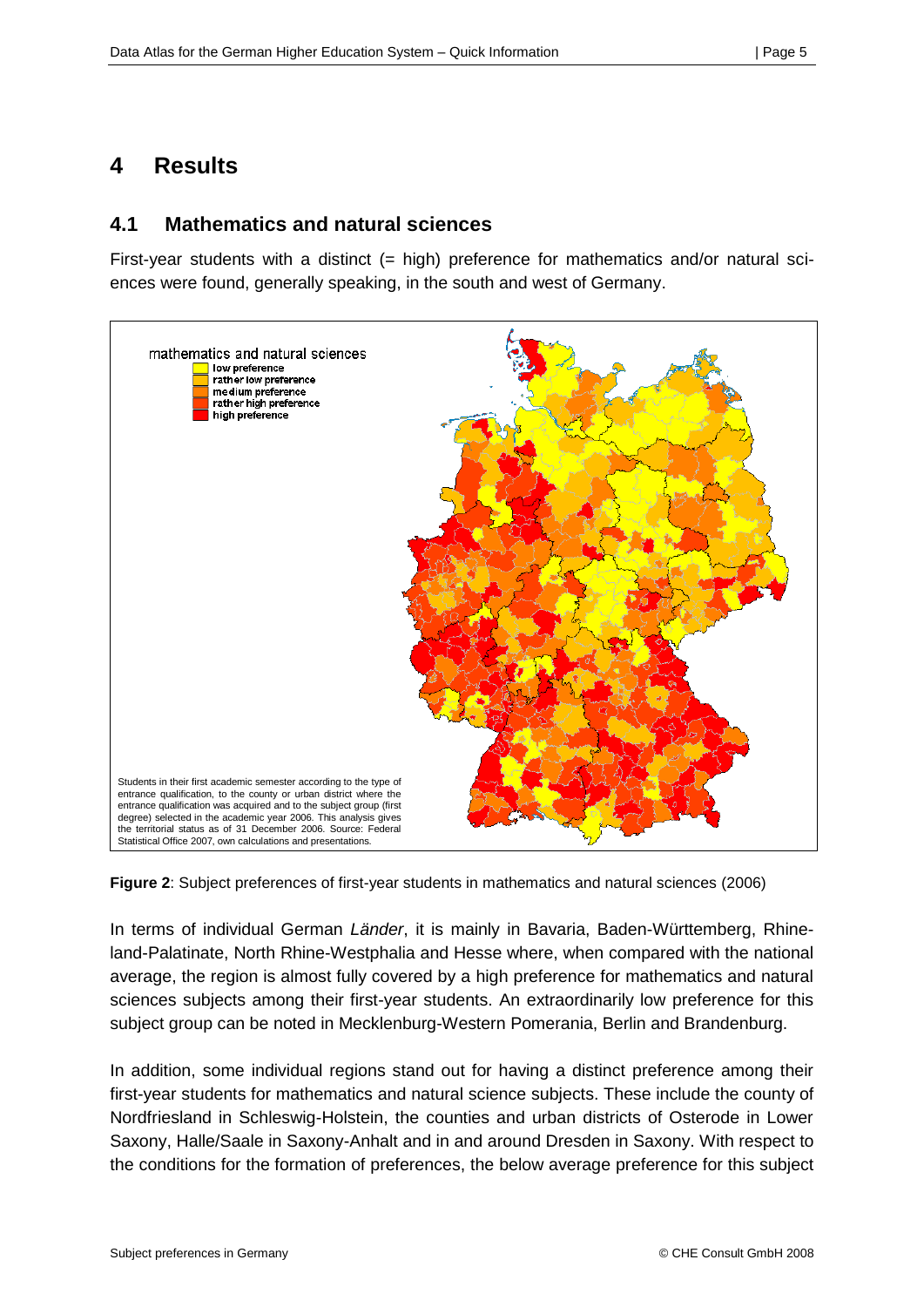# 4 Results

## 4.1 Mathematics and natural sciences

First-year students with a distinct (= high) preference for mathematics and/or natural sciences were found, generally speaking, in the south and west of Germany.

mathematics and natural sciences
- low preference
- rather low preference
- medium preference
- rather high preference
- high preference

Students in their first academic semester according to the type of entrance qualification, to the county or urban district where the entrance qualification was acquired and to the subject group (first degree) selected in the academic year 2006. This analysis gives the territorial status as of 31 December 2006. Source: Federal Statistical Office 2007, own calculations and presentations.

**Figure 2**: Subject preferences of first-year students in mathematics and natural sciences (2006)

In terms of individual German *Länder*, it is mainly in Bavaria, Baden-Württemberg, Rhineland-Palatinate, North Rhine-Westphalia and Hesse where, when compared with the national average, the region is almost fully covered by a high preference for mathematics and natural sciences subjects among their first-year students. An extraordinarily low preference for this subject group can be noted in Mecklenburg-Western Pomerania, Berlin and Brandenburg.

In addition, some individual regions stand out for having a distinct preference among their first-year students for mathematics and natural science subjects. These include the county of Nordfriesland in Schleswig-Holstein, the counties and urban districts of Osterode in Lower Saxony, Halle/Saale in Saxony-Anhalt and in and around Dresden in Saxony. With respect to the conditions for the formation of preferences, the below average preference for this subject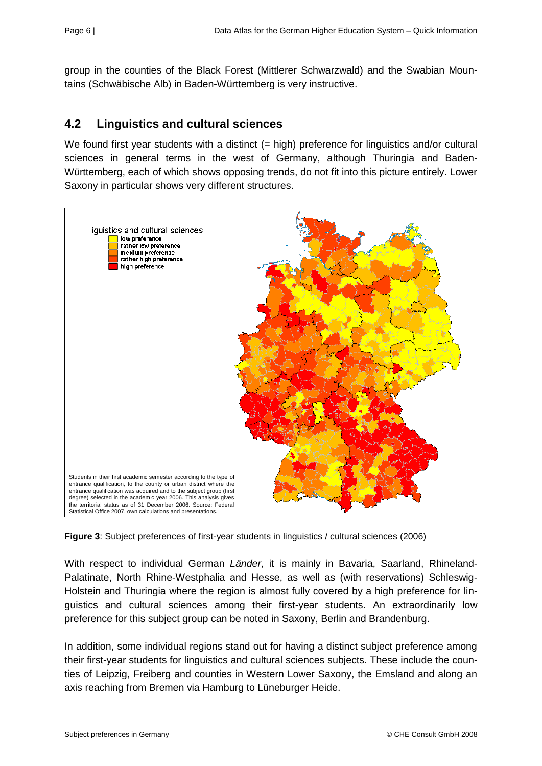group in the counties of the Black Forest (Mittlerer Schwarzwald) and the Swabian Mountains (Schwäbische Alb) in Baden-Württemberg is very instructive.

## 4.2 Linguistics and cultural sciences

We found first year students with a distinct (= high) preference for linguistics and/or cultural sciences in general terms in the west of Germany, although Thuringia and Baden-Württemberg, each of which shows opposing trends, do not fit into this picture entirely. Lower Saxony in particular shows very different structures.

liguistics and cultural sciences
- low preference
- rather low preference
- medium preference
- rather high preference
- high preference

Students in their first academic semester according to the type of entrance qualification, to the county or urban district where the entrance qualification was acquired and to the subject group (first degree) selected in the academic year 2006. This analysis gives the territorial status as of 31 December 2006. Source: Federal Statistical Office 2007, own calculations and presentations.

**Figure 3**: Subject preferences of first-year students in linguistics / cultural sciences (2006)

With respect to individual German *Länder*, it is mainly in Bavaria, Saarland, Rhineland-Palatinate, North Rhine-Westphalia and Hesse, as well as (with reservations) Schleswig-Holstein and Thuringia where the region is almost fully covered by a high preference for linguistics and cultural sciences among their first-year students. An extraordinarily low preference for this subject group can be noted in Saxony, Berlin and Brandenburg.

In addition, some individual regions stand out for having a distinct subject preference among their first-year students for linguistics and cultural sciences subjects. These include the counties of Leipzig, Freiberg and counties in Western Lower Saxony, the Emsland and along an axis reaching from Bremen via Hamburg to Lüneburger Heide.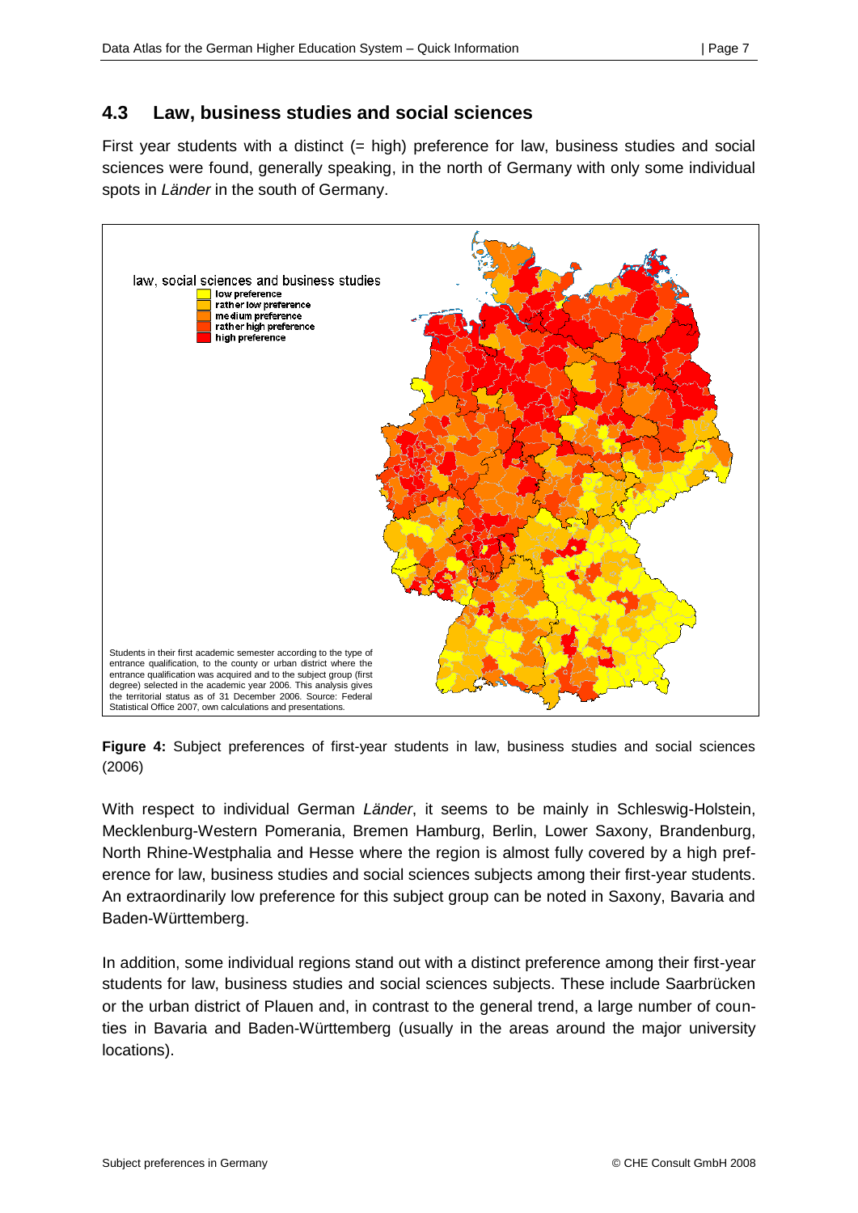## 4.3 Law, business studies and social sciences

First year students with a distinct (= high) preference for law, business studies and social sciences were found, generally speaking, in the north of Germany with only some individual spots in *Länder* in the south of Germany.

law, social sciences and business studies
- low preference
- rather low preference
- medium preference
- rather high preference
- high preference

Students in their first academic semester according to the type of entrance qualification, to the county or urban district where the entrance qualification was acquired and to the subject group (first degree) selected in the academic year 2006. This analysis gives the territorial status as of 31 December 2006. Source: Federal Statistical Office 2007, own calculations and presentations.

**Figure 4:** Subject preferences of first-year students in law, business studies and social sciences (2006)

With respect to individual German *Länder*, it seems to be mainly in Schleswig-Holstein, Mecklenburg-Western Pomerania, Bremen Hamburg, Berlin, Lower Saxony, Brandenburg, North Rhine-Westphalia and Hesse where the region is almost fully covered by a high preference for law, business studies and social sciences subjects among their first-year students. An extraordinarily low preference for this subject group can be noted in Saxony, Bavaria and Baden-Württemberg.

In addition, some individual regions stand out with a distinct preference among their first-year students for law, business studies and social sciences subjects. These include Saarbrücken or the urban district of Plauen and, in contrast to the general trend, a large number of counties in Bavaria and Baden-Württemberg (usually in the areas around the major university locations).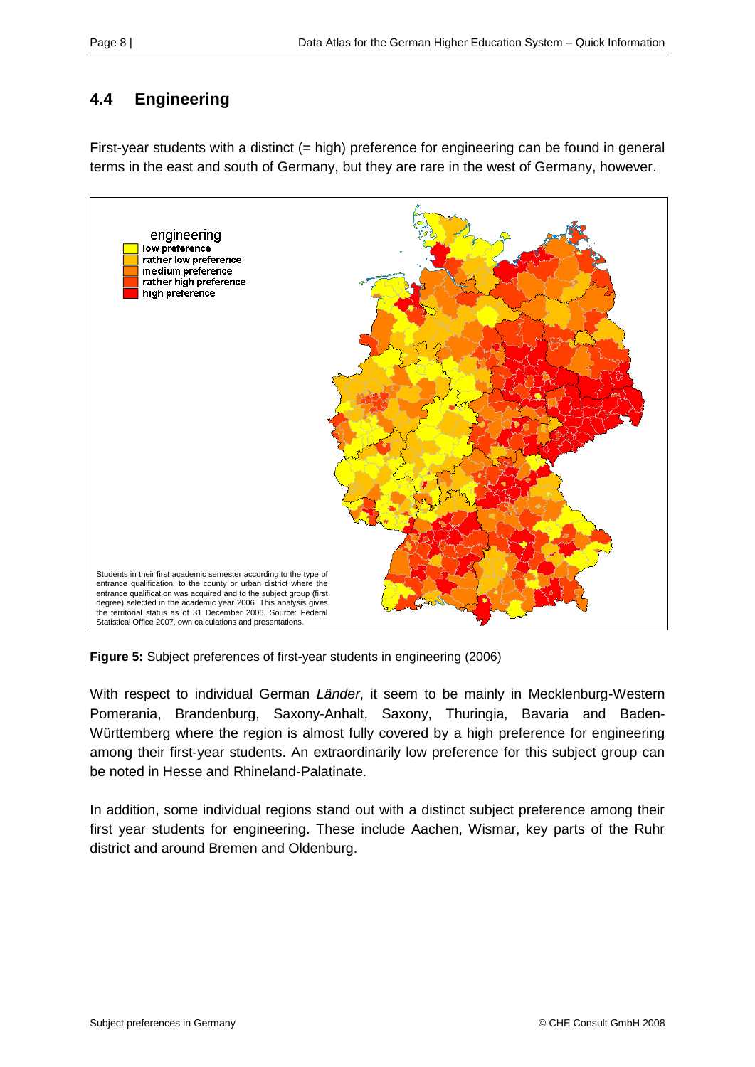## 4.4 Engineering

First-year students with a distinct (= high) preference for engineering can be found in general terms in the east and south of Germany, but they are rare in the west of Germany, however.

engineering
- low preference
- rather low preference
- medium preference
- rather high preference
- high preference

Students in their first academic semester according to the type of entrance qualification, to the county or urban district where the entrance qualification was acquired and to the subject group (first degree) selected in the academic year 2006. This analysis gives the territorial status as of 31 December 2006. Source: Federal Statistical Office 2007, own calculations and presentations.

**Figure 5:** Subject preferences of first-year students in engineering (2006)

With respect to individual German *Länder*, it seem to be mainly in Mecklenburg-Western Pomerania, Brandenburg, Saxony-Anhalt, Saxony, Thuringia, Bavaria and Baden-Württemberg where the region is almost fully covered by a high preference for engineering among their first-year students. An extraordinarily low preference for this subject group can be noted in Hesse and Rhineland-Palatinate.

In addition, some individual regions stand out with a distinct subject preference among their first year students for engineering. These include Aachen, Wismar, key parts of the Ruhr district and around Bremen and Oldenburg.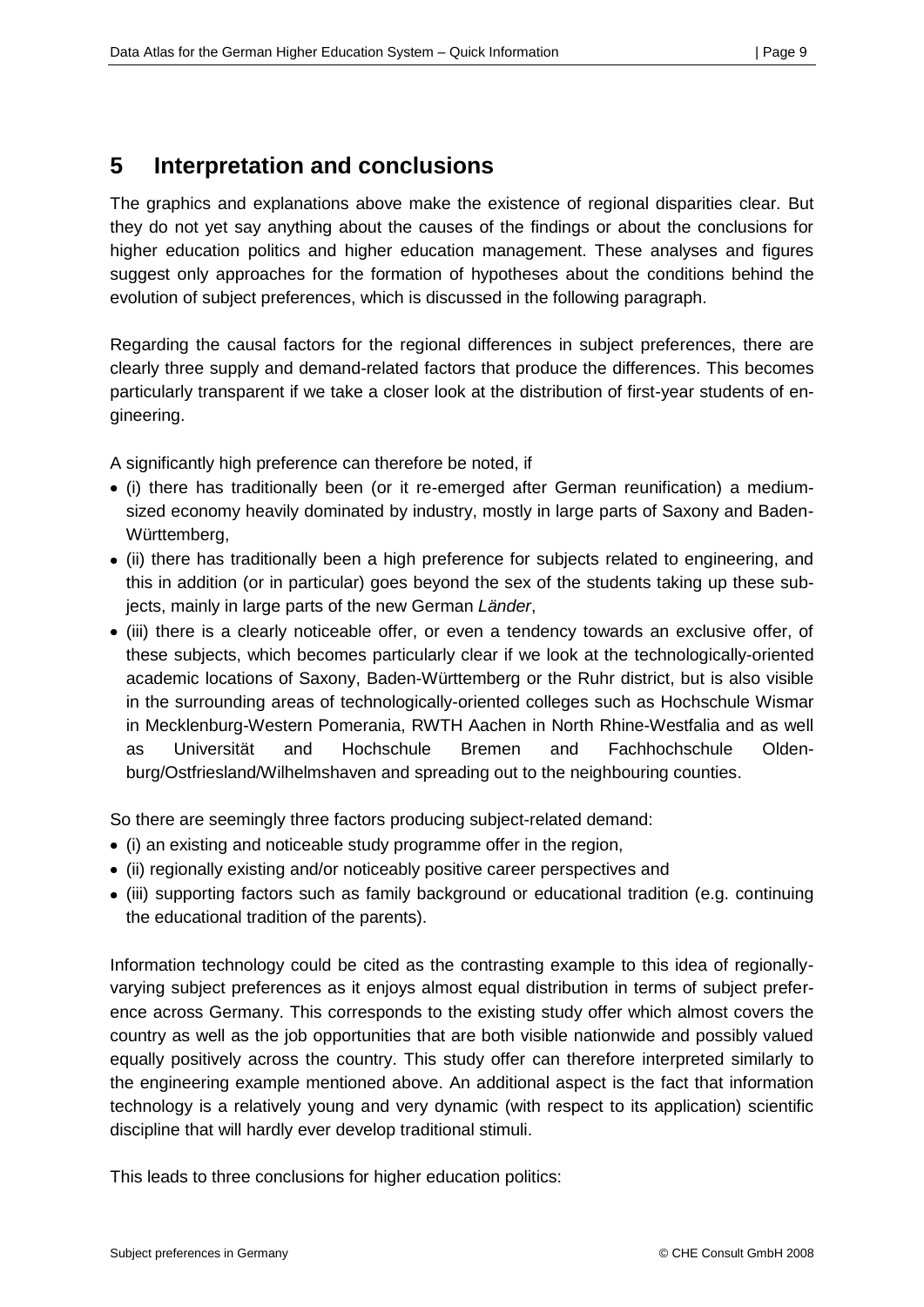## 5 Interpretation and conclusions

The graphics and explanations above make the existence of regional disparities clear. But they do not yet say anything about the causes of the findings or about the conclusions for higher education politics and higher education management. These analyses and figures suggest only approaches for the formation of hypotheses about the conditions behind the evolution of subject preferences, which is discussed in the following paragraph.

Regarding the causal factors for the regional differences in subject preferences, there are clearly three supply and demand-related factors that produce the differences. This becomes particularly transparent if we take a closer look at the distribution of first-year students of engineering.

A significantly high preference can therefore be noted, if

- (i) there has traditionally been (or it re-emerged after German reunification) a medium-sized economy heavily dominated by industry, mostly in large parts of Saxony and Baden-Württemberg,
- (ii) there has traditionally been a high preference for subjects related to engineering, and this in addition (or in particular) goes beyond the sex of the students taking up these subjects, mainly in large parts of the new German *Länder*,
- (iii) there is a clearly noticeable offer, or even a tendency towards an exclusive offer, of these subjects, which becomes particularly clear if we look at the technologically-oriented academic locations of Saxony, Baden-Württemberg or the Ruhr district, but is also visible in the surrounding areas of technologically-oriented colleges such as Hochschule Wismar in Mecklenburg-Western Pomerania, RWTH Aachen in North Rhine-Westfalia and as well as Universität and Hochschule Bremen and Fachhochschule Oldenburg/Ostfriesland/Wilhelmshaven and spreading out to the neighbouring counties.

So there are seemingly three factors producing subject-related demand:

- (i) an existing and noticeable study programme offer in the region,
- (ii) regionally existing and/or noticeably positive career perspectives and
- (iii) supporting factors such as family background or educational tradition (e.g. continuing the educational tradition of the parents).

Information technology could be cited as the contrasting example to this idea of regionally-varying subject preferences as it enjoys almost equal distribution in terms of subject preference across Germany. This corresponds to the existing study offer which almost covers the country as well as the job opportunities that are both visible nationwide and possibly valued equally positively across the country. This study offer can therefore interpreted similarly to the engineering example mentioned above. An additional aspect is the fact that information technology is a relatively young and very dynamic (with respect to its application) scientific discipline that will hardly ever develop traditional stimuli.

This leads to three conclusions for higher education politics: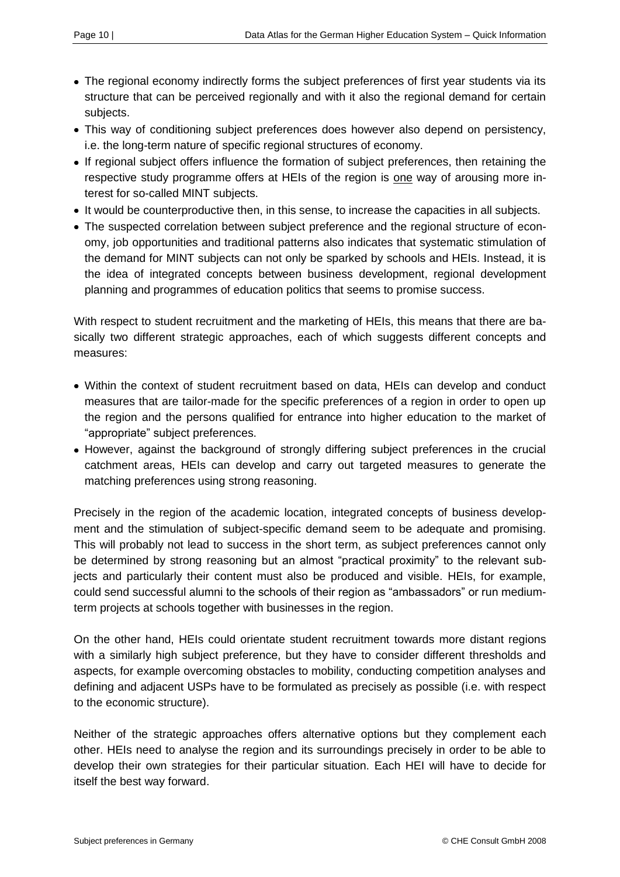- The regional economy indirectly forms the subject preferences of first year students via its structure that can be perceived regionally and with it also the regional demand for certain subjects.
- This way of conditioning subject preferences does however also depend on persistency, i.e. the long-term nature of specific regional structures of economy.
- If regional subject offers influence the formation of subject preferences, then retaining the respective study programme offers at HEIs of the region is <u>one</u> way of arousing more interest for so-called MINT subjects.
- It would be counterproductive then, in this sense, to increase the capacities in all subjects.
- The suspected correlation between subject preference and the regional structure of economy, job opportunities and traditional patterns also indicates that systematic stimulation of the demand for MINT subjects can not only be sparked by schools and HEIs. Instead, it is the idea of integrated concepts between business development, regional development planning and programmes of education politics that seems to promise success.

With respect to student recruitment and the marketing of HEIs, this means that there are basically two different strategic approaches, each of which suggests different concepts and measures:

- Within the context of student recruitment based on data, HEIs can develop and conduct measures that are tailor-made for the specific preferences of a region in order to open up the region and the persons qualified for entrance into higher education to the market of "appropriate" subject preferences.
- However, against the background of strongly differing subject preferences in the crucial catchment areas, HEIs can develop and carry out targeted measures to generate the matching preferences using strong reasoning.

Precisely in the region of the academic location, integrated concepts of business development and the stimulation of subject-specific demand seem to be adequate and promising. This will probably not lead to success in the short term, as subject preferences cannot only be determined by strong reasoning but an almost "practical proximity" to the relevant subjects and particularly their content must also be produced and visible. HEIs, for example, could send successful alumni to the schools of their region as "ambassadors" or run medium-term projects at schools together with businesses in the region.

On the other hand, HEIs could orientate student recruitment towards more distant regions with a similarly high subject preference, but they have to consider different thresholds and aspects, for example overcoming obstacles to mobility, conducting competition analyses and defining and adjacent USPs have to be formulated as precisely as possible (i.e. with respect to the economic structure).

Neither of the strategic approaches offers alternative options but they complement each other. HEIs need to analyse the region and its surroundings precisely in order to be able to develop their own strategies for their particular situation. Each HEI will have to decide for itself the best way forward.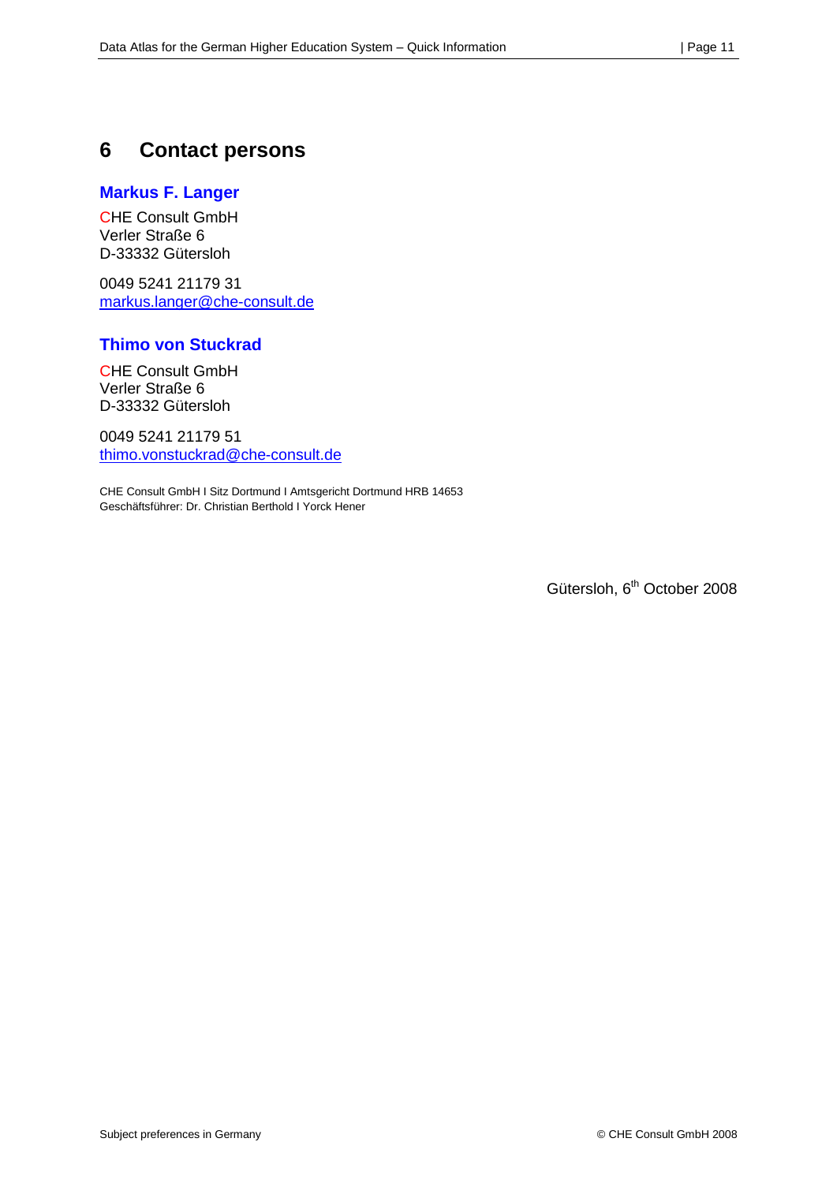# 6 Contact persons

### Markus F. Langer

CHE Consult GmbH
Verler Straße 6
D-33332 Gütersloh

0049 5241 21179 31
markus.langer@che-consult.de

### Thimo von Stuckrad

CHE Consult GmbH
Verler Straße 6
D-33332 Gütersloh

0049 5241 21179 51
thimo.vonstuckrad@che-consult.de

CHE Consult GmbH I Sitz Dortmund I Amtsgericht Dortmund HRB 14653
Geschäftsführer: Dr. Christian Berthold I Yorck Hener

Gütersloh, 6th October 2008